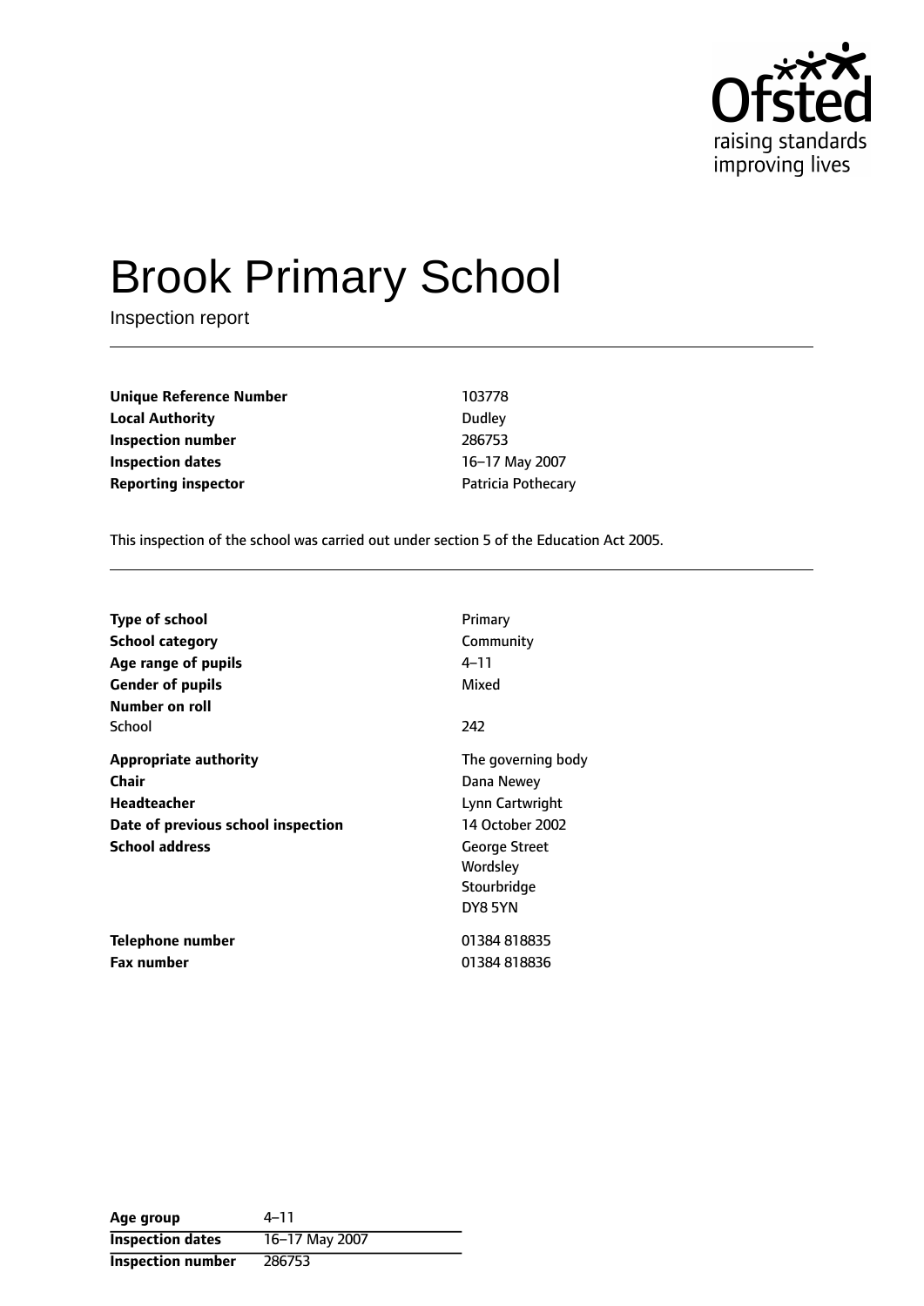# Brook Primary School

Inspection report

| | |
|---|---|
| **Unique Reference Number** | 103778 |
| **Local Authority** | Dudley |
| **Inspection number** | 286753 |
| **Inspection dates** | 16–17 May 2007 |
| **Reporting inspector** | Patricia Pothecary |

This inspection of the school was carried out under section 5 of the Education Act 2005.

| | |
|---|---|
| **Type of school** | Primary |
| **School category** | Community |
| **Age range of pupils** | 4–11 |
| **Gender of pupils** | Mixed |
| **Number on roll** | |
| School | 242 |
| **Appropriate authority** | The governing body |
| **Chair** | Dana Newey |
| **Headteacher** | Lynn Cartwright |
| **Date of previous school inspection** | 14 October 2002 |
| **School address** | George Street<br>Wordsley<br>Stourbridge<br>DY8 5YN |
| **Telephone number** | 01384 818835 |
| **Fax number** | 01384 818836 |

| | |
|---|---|
| **Age group** | 4–11 |
| **Inspection dates** | 16–17 May 2007 |
| **Inspection number** | 286753 |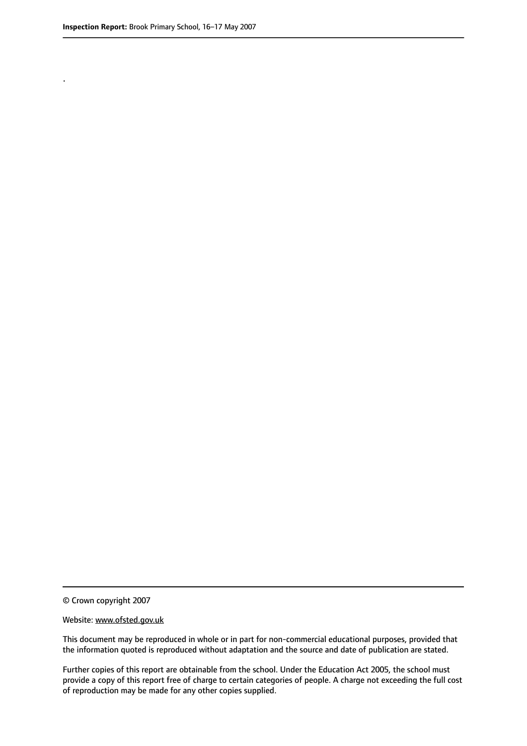.

© Crown copyright 2007

Website: www.ofsted.gov.uk

This document may be reproduced in whole or in part for non-commercial educational purposes, provided that the information quoted is reproduced without adaptation and the source and date of publication are stated.

Further copies of this report are obtainable from the school. Under the Education Act 2005, the school must provide a copy of this report free of charge to certain categories of people. A charge not exceeding the full cost of reproduction may be made for any other copies supplied.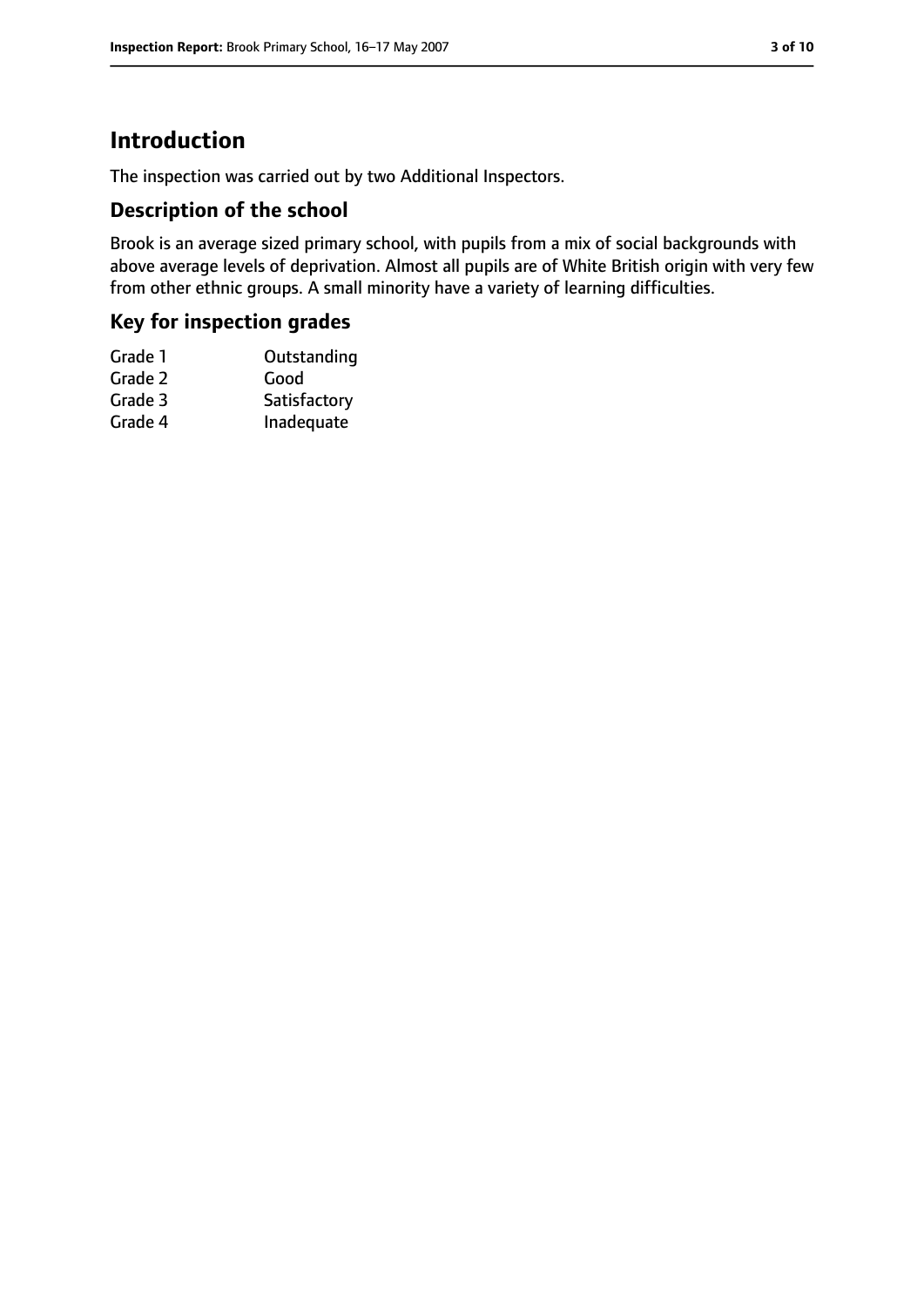# Introduction

The inspection was carried out by two Additional Inspectors.

## Description of the school

Brook is an average sized primary school, with pupils from a mix of social backgrounds with above average levels of deprivation. Almost all pupils are of White British origin with very few from other ethnic groups. A small minority have a variety of learning difficulties.

## Key for inspection grades

| | |
|---|---|
| Grade 1 | Outstanding |
| Grade 2 | Good |
| Grade 3 | Satisfactory |
| Grade 4 | Inadequate |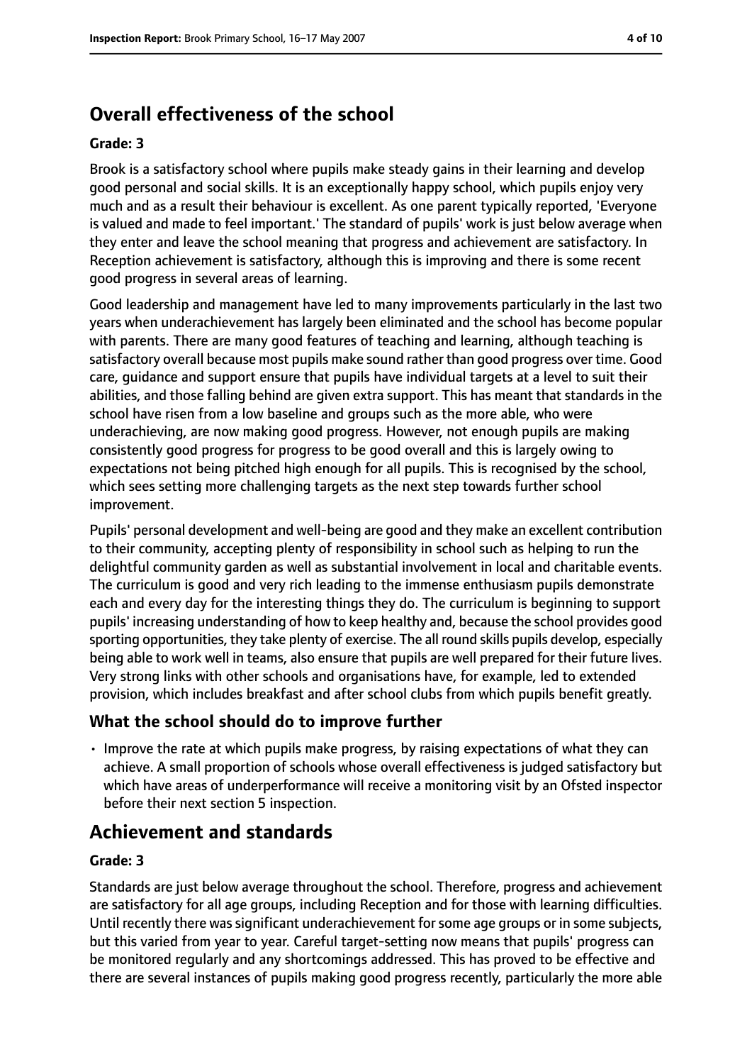## Overall effectiveness of the school

**Grade: 3**

Brook is a satisfactory school where pupils make steady gains in their learning and develop good personal and social skills. It is an exceptionally happy school, which pupils enjoy very much and as a result their behaviour is excellent. As one parent typically reported, 'Everyone is valued and made to feel important.' The standard of pupils' work is just below average when they enter and leave the school meaning that progress and achievement are satisfactory. In Reception achievement is satisfactory, although this is improving and there is some recent good progress in several areas of learning.

Good leadership and management have led to many improvements particularly in the last two years when underachievement has largely been eliminated and the school has become popular with parents. There are many good features of teaching and learning, although teaching is satisfactory overall because most pupils make sound rather than good progress over time. Good care, guidance and support ensure that pupils have individual targets at a level to suit their abilities, and those falling behind are given extra support. This has meant that standards in the school have risen from a low baseline and groups such as the more able, who were underachieving, are now making good progress. However, not enough pupils are making consistently good progress for progress to be good overall and this is largely owing to expectations not being pitched high enough for all pupils. This is recognised by the school, which sees setting more challenging targets as the next step towards further school improvement.

Pupils' personal development and well-being are good and they make an excellent contribution to their community, accepting plenty of responsibility in school such as helping to run the delightful community garden as well as substantial involvement in local and charitable events. The curriculum is good and very rich leading to the immense enthusiasm pupils demonstrate each and every day for the interesting things they do. The curriculum is beginning to support pupils' increasing understanding of how to keep healthy and, because the school provides good sporting opportunities, they take plenty of exercise. The all round skills pupils develop, especially being able to work well in teams, also ensure that pupils are well prepared for their future lives. Very strong links with other schools and organisations have, for example, led to extended provision, which includes breakfast and after school clubs from which pupils benefit greatly.

### What the school should do to improve further

- Improve the rate at which pupils make progress, by raising expectations of what they can achieve. A small proportion of schools whose overall effectiveness is judged satisfactory but which have areas of underperformance will receive a monitoring visit by an Ofsted inspector before their next section 5 inspection.

## Achievement and standards

**Grade: 3**

Standards are just below average throughout the school. Therefore, progress and achievement are satisfactory for all age groups, including Reception and for those with learning difficulties. Until recently there was significant underachievement for some age groups or in some subjects, but this varied from year to year. Careful target-setting now means that pupils' progress can be monitored regularly and any shortcomings addressed. This has proved to be effective and there are several instances of pupils making good progress recently, particularly the more able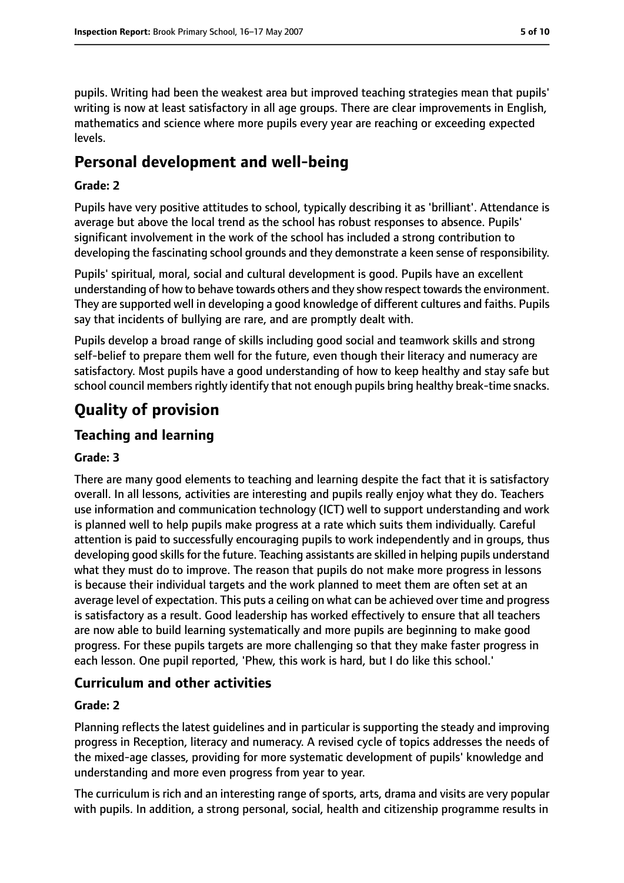pupils. Writing had been the weakest area but improved teaching strategies mean that pupils' writing is now at least satisfactory in all age groups. There are clear improvements in English, mathematics and science where more pupils every year are reaching or exceeding expected levels.

## Personal development and well-being

**Grade: 2**

Pupils have very positive attitudes to school, typically describing it as 'brilliant'. Attendance is average but above the local trend as the school has robust responses to absence. Pupils' significant involvement in the work of the school has included a strong contribution to developing the fascinating school grounds and they demonstrate a keen sense of responsibility.

Pupils' spiritual, moral, social and cultural development is good. Pupils have an excellent understanding of how to behave towards others and they show respect towards the environment. They are supported well in developing a good knowledge of different cultures and faiths. Pupils say that incidents of bullying are rare, and are promptly dealt with.

Pupils develop a broad range of skills including good social and teamwork skills and strong self-belief to prepare them well for the future, even though their literacy and numeracy are satisfactory. Most pupils have a good understanding of how to keep healthy and stay safe but school council members rightly identify that not enough pupils bring healthy break-time snacks.

# Quality of provision

## Teaching and learning

**Grade: 3**

There are many good elements to teaching and learning despite the fact that it is satisfactory overall. In all lessons, activities are interesting and pupils really enjoy what they do. Teachers use information and communication technology (ICT) well to support understanding and work is planned well to help pupils make progress at a rate which suits them individually. Careful attention is paid to successfully encouraging pupils to work independently and in groups, thus developing good skills for the future. Teaching assistants are skilled in helping pupils understand what they must do to improve. The reason that pupils do not make more progress in lessons is because their individual targets and the work planned to meet them are often set at an average level of expectation. This puts a ceiling on what can be achieved over time and progress is satisfactory as a result. Good leadership has worked effectively to ensure that all teachers are now able to build learning systematically and more pupils are beginning to make good progress. For these pupils targets are more challenging so that they make faster progress in each lesson. One pupil reported, 'Phew, this work is hard, but I do like this school.'

## Curriculum and other activities

**Grade: 2**

Planning reflects the latest guidelines and in particular is supporting the steady and improving progress in Reception, literacy and numeracy. A revised cycle of topics addresses the needs of the mixed-age classes, providing for more systematic development of pupils' knowledge and understanding and more even progress from year to year.

The curriculum is rich and an interesting range of sports, arts, drama and visits are very popular with pupils. In addition, a strong personal, social, health and citizenship programme results in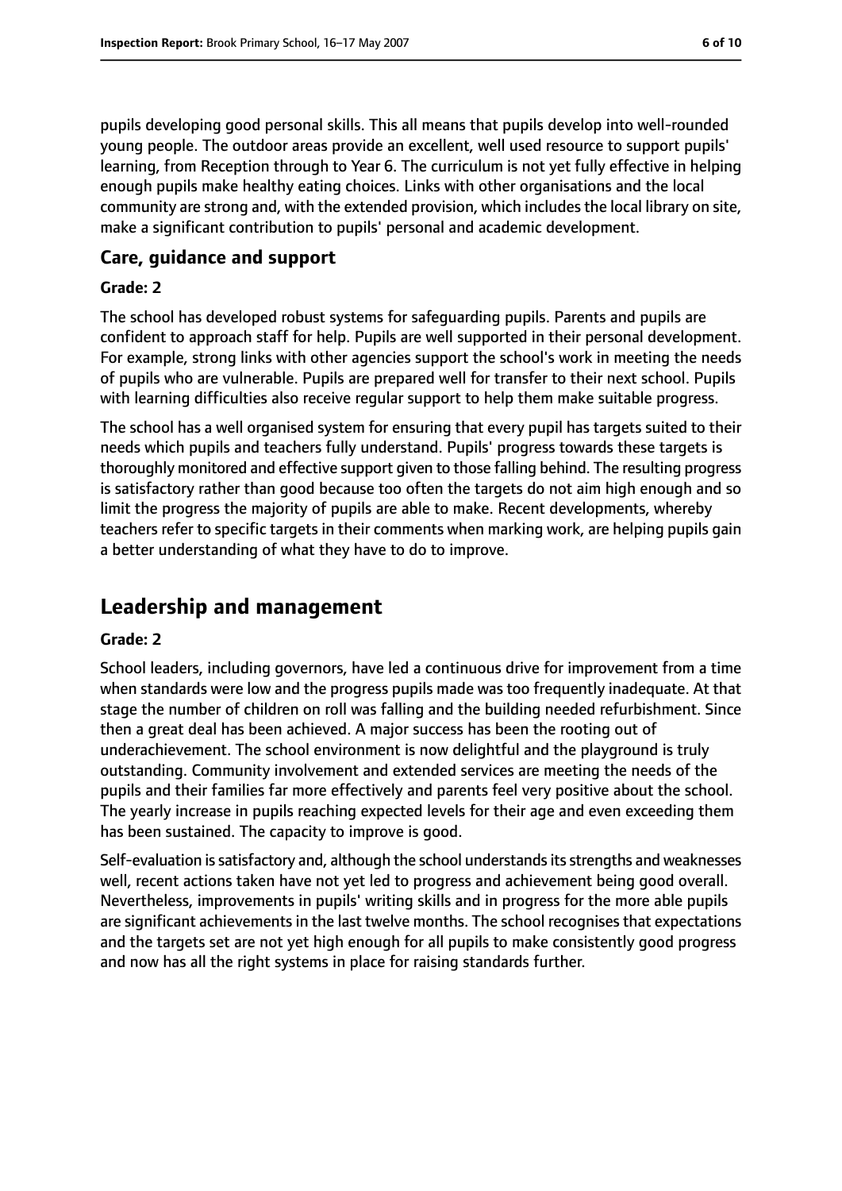pupils developing good personal skills. This all means that pupils develop into well-rounded young people. The outdoor areas provide an excellent, well used resource to support pupils' learning, from Reception through to Year 6. The curriculum is not yet fully effective in helping enough pupils make healthy eating choices. Links with other organisations and the local community are strong and, with the extended provision, which includes the local library on site, make a significant contribution to pupils' personal and academic development.

### Care, guidance and support

#### Grade: 2

The school has developed robust systems for safeguarding pupils. Parents and pupils are confident to approach staff for help. Pupils are well supported in their personal development. For example, strong links with other agencies support the school's work in meeting the needs of pupils who are vulnerable. Pupils are prepared well for transfer to their next school. Pupils with learning difficulties also receive regular support to help them make suitable progress.

The school has a well organised system for ensuring that every pupil has targets suited to their needs which pupils and teachers fully understand. Pupils' progress towards these targets is thoroughly monitored and effective support given to those falling behind. The resulting progress is satisfactory rather than good because too often the targets do not aim high enough and so limit the progress the majority of pupils are able to make. Recent developments, whereby teachers refer to specific targets in their comments when marking work, are helping pupils gain a better understanding of what they have to do to improve.

## Leadership and management

#### Grade: 2

School leaders, including governors, have led a continuous drive for improvement from a time when standards were low and the progress pupils made was too frequently inadequate. At that stage the number of children on roll was falling and the building needed refurbishment. Since then a great deal has been achieved. A major success has been the rooting out of underachievement. The school environment is now delightful and the playground is truly outstanding. Community involvement and extended services are meeting the needs of the pupils and their families far more effectively and parents feel very positive about the school. The yearly increase in pupils reaching expected levels for their age and even exceeding them has been sustained. The capacity to improve is good.

Self-evaluation is satisfactory and, although the school understands its strengths and weaknesses well, recent actions taken have not yet led to progress and achievement being good overall. Nevertheless, improvements in pupils' writing skills and in progress for the more able pupils are significant achievements in the last twelve months. The school recognises that expectations and the targets set are not yet high enough for all pupils to make consistently good progress and now has all the right systems in place for raising standards further.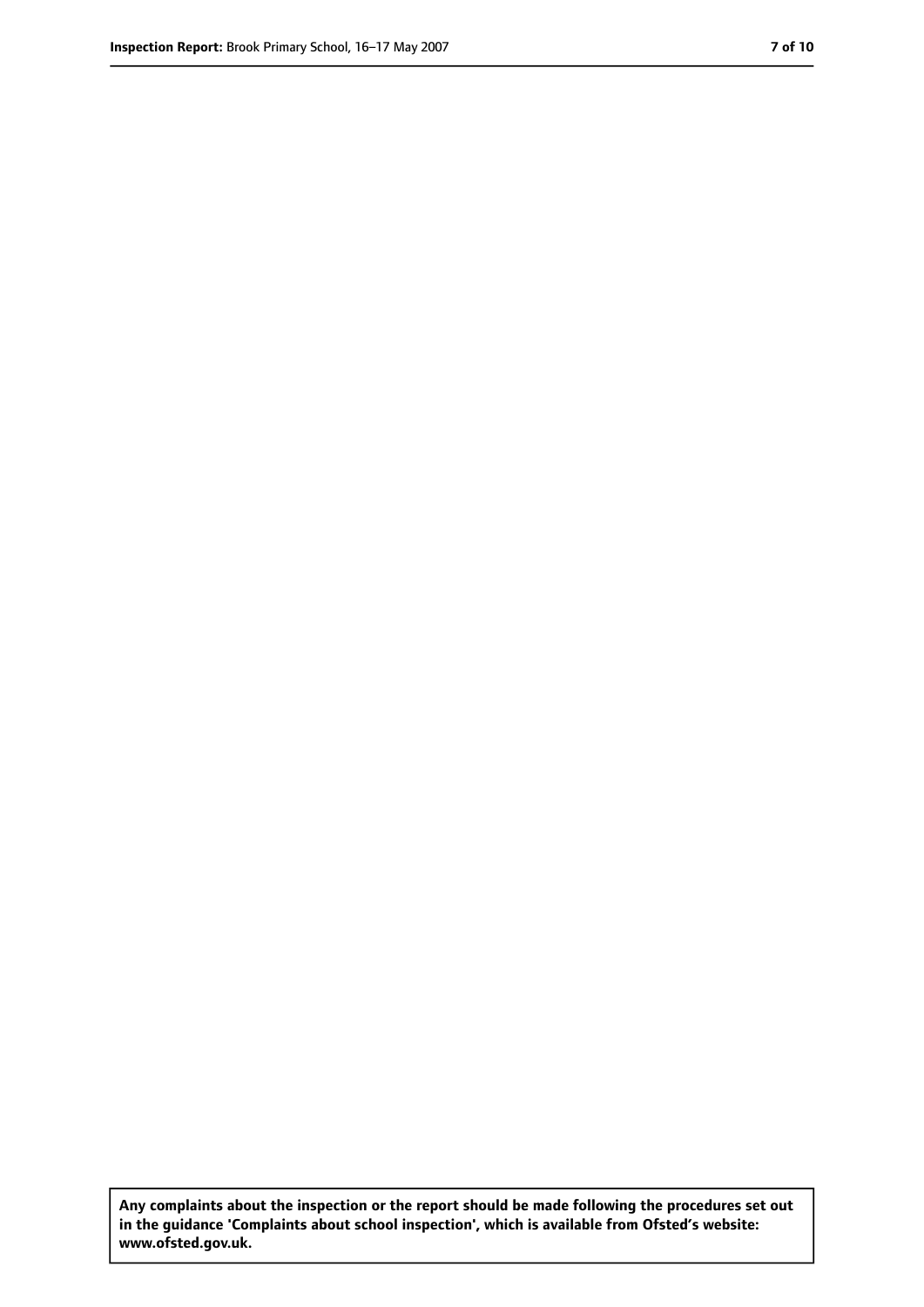**Any complaints about the inspection or the report should be made following the procedures set out in the guidance 'Complaints about school inspection', which is available from Ofsted's website: www.ofsted.gov.uk.**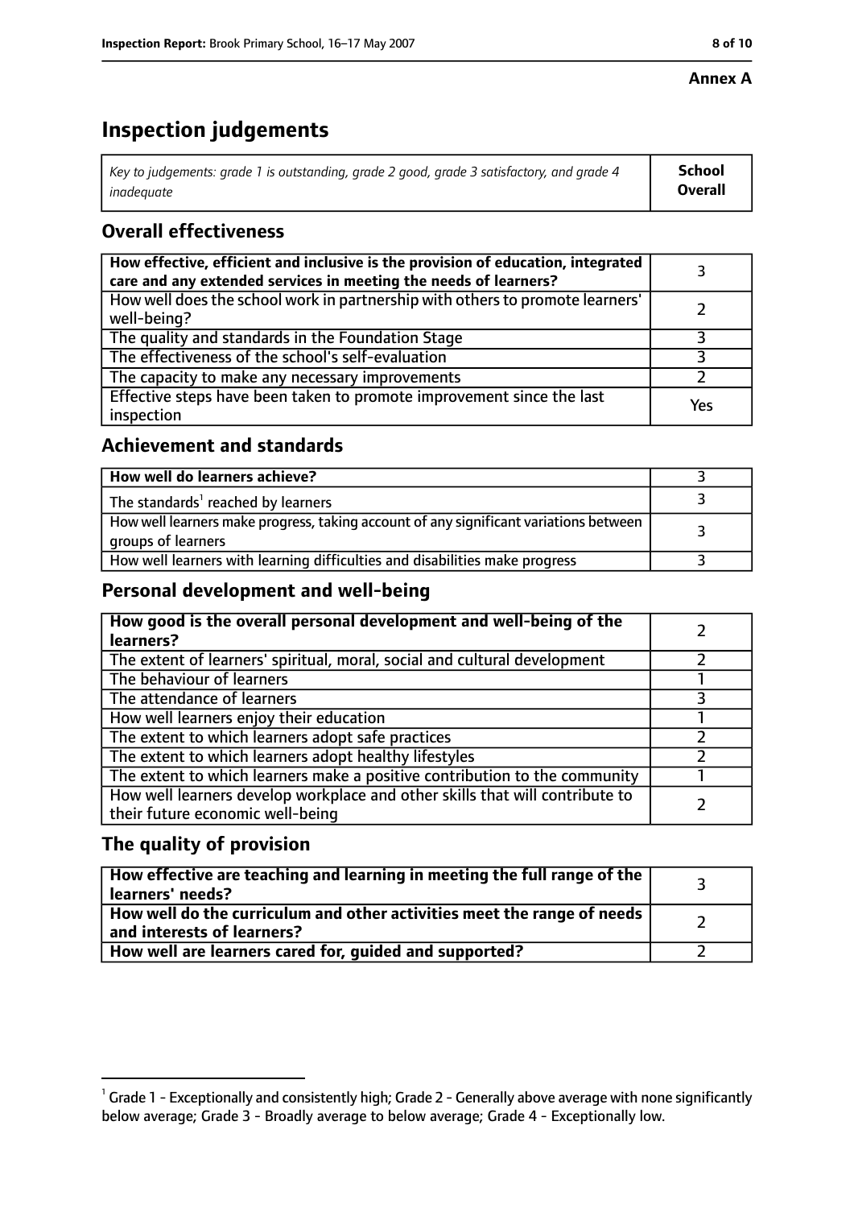**Annex A**

# Inspection judgements

| *Key to judgements: grade 1 is outstanding, grade 2 good, grade 3 satisfactory, and grade 4 inadequate* | **School Overall** |
|---|---|

## Overall effectiveness

| | |
|---|---|
| **How effective, efficient and inclusive is the provision of education, integrated care and any extended services in meeting the needs of learners?** | 3 |
| How well does the school work in partnership with others to promote learners' well-being? | 2 |
| The quality and standards in the Foundation Stage | 3 |
| The effectiveness of the school's self-evaluation | 3 |
| The capacity to make any necessary improvements | 2 |
| Effective steps have been taken to promote improvement since the last inspection | Yes |

## Achievement and standards

| | |
|---|---|
| **How well do learners achieve?** | 3 |
| The standards[1] reached by learners | 3 |
| How well learners make progress, taking account of any significant variations between groups of learners | 3 |
| How well learners with learning difficulties and disabilities make progress | 3 |

## Personal development and well-being

| | |
|---|---|
| **How good is the overall personal development and well-being of the learners?** | 2 |
| The extent of learners' spiritual, moral, social and cultural development | 2 |
| The behaviour of learners | 1 |
| The attendance of learners | 3 |
| How well learners enjoy their education | 1 |
| The extent to which learners adopt safe practices | 2 |
| The extent to which learners adopt healthy lifestyles | 2 |
| The extent to which learners make a positive contribution to the community | 1 |
| How well learners develop workplace and other skills that will contribute to their future economic well-being | 2 |

## The quality of provision

| | |
|---|---|
| **How effective are teaching and learning in meeting the full range of the learners' needs?** | 3 |
| **How well do the curriculum and other activities meet the range of needs and interests of learners?** | 2 |
| **How well are learners cared for, guided and supported?** | 2 |

[1] Grade 1 - Exceptionally and consistently high; Grade 2 - Generally above average with none significantly below average; Grade 3 - Broadly average to below average; Grade 4 - Exceptionally low.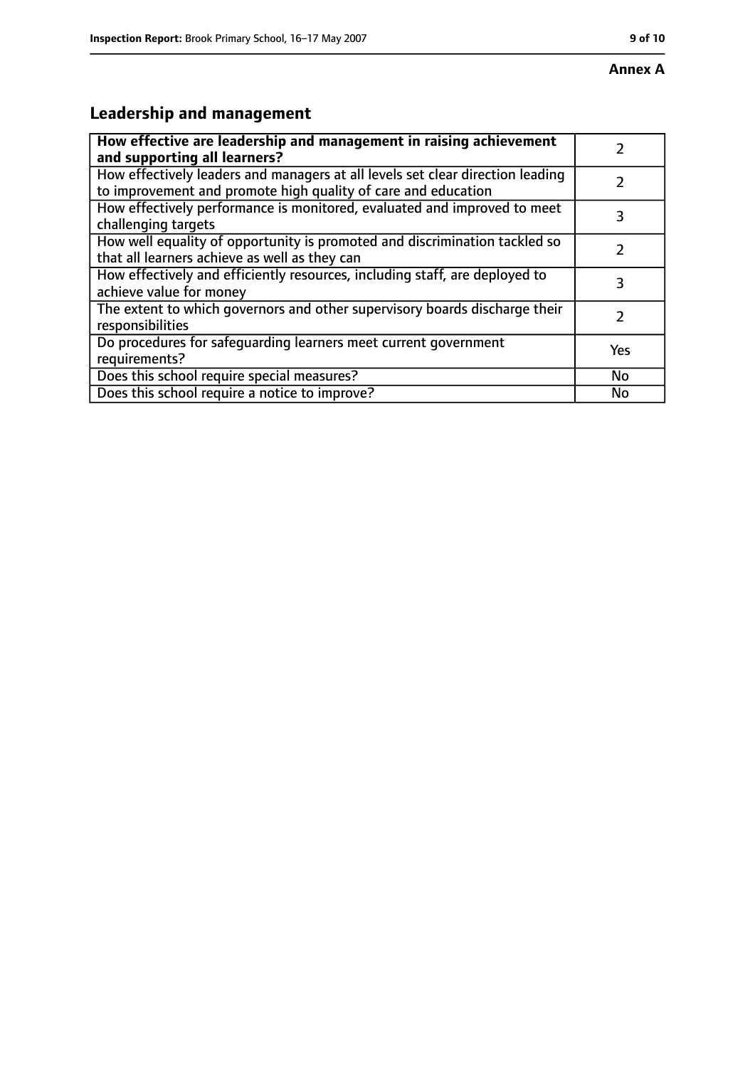**Annex A**

## Leadership and management

| **How effective are leadership and management in raising achievement and supporting all learners?** | 2 |
| --- | --- |
| How effectively leaders and managers at all levels set clear direction leading to improvement and promote high quality of care and education | 2 |
| How effectively performance is monitored, evaluated and improved to meet challenging targets | 3 |
| How well equality of opportunity is promoted and discrimination tackled so that all learners achieve as well as they can | 2 |
| How effectively and efficiently resources, including staff, are deployed to achieve value for money | 3 |
| The extent to which governors and other supervisory boards discharge their responsibilities | 2 |
| Do procedures for safeguarding learners meet current government requirements? | Yes |
| Does this school require special measures? | No |
| Does this school require a notice to improve? | No |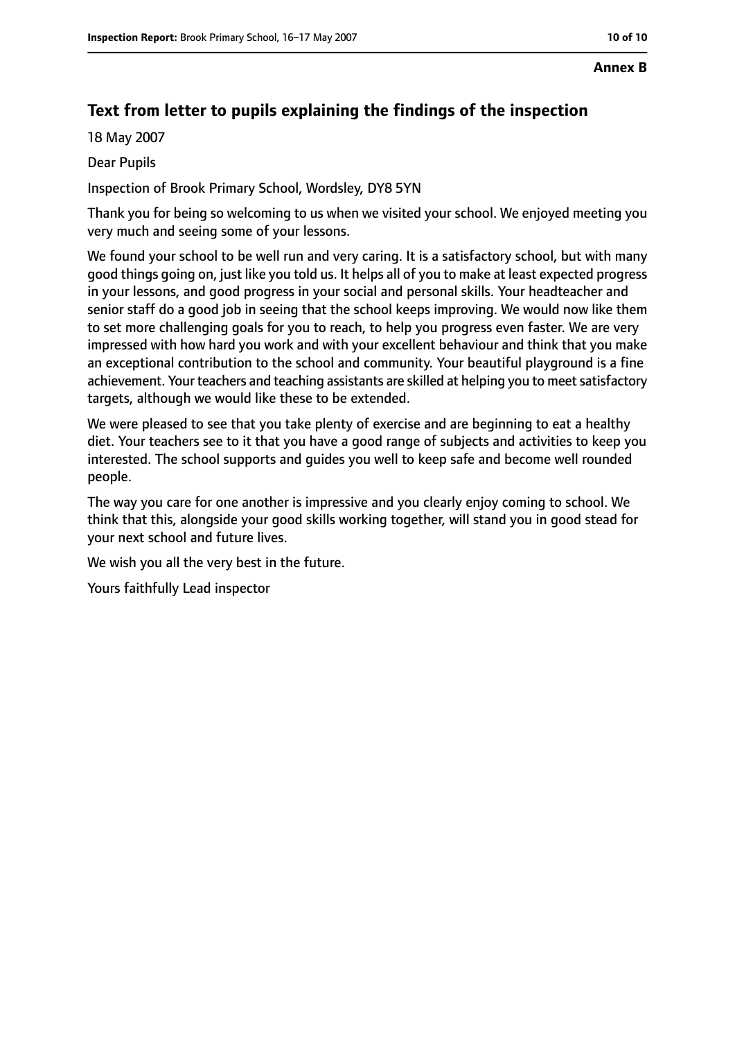**Annex B**

## Text from letter to pupils explaining the findings of the inspection

18 May 2007

Dear Pupils

Inspection of Brook Primary School, Wordsley, DY8 5YN

Thank you for being so welcoming to us when we visited your school. We enjoyed meeting you very much and seeing some of your lessons.

We found your school to be well run and very caring. It is a satisfactory school, but with many good things going on, just like you told us. It helps all of you to make at least expected progress in your lessons, and good progress in your social and personal skills. Your headteacher and senior staff do a good job in seeing that the school keeps improving. We would now like them to set more challenging goals for you to reach, to help you progress even faster. We are very impressed with how hard you work and with your excellent behaviour and think that you make an exceptional contribution to the school and community. Your beautiful playground is a fine achievement. Your teachers and teaching assistants are skilled at helping you to meet satisfactory targets, although we would like these to be extended.

We were pleased to see that you take plenty of exercise and are beginning to eat a healthy diet. Your teachers see to it that you have a good range of subjects and activities to keep you interested. The school supports and guides you well to keep safe and become well rounded people.

The way you care for one another is impressive and you clearly enjoy coming to school. We think that this, alongside your good skills working together, will stand you in good stead for your next school and future lives.

We wish you all the very best in the future.

Yours faithfully Lead inspector